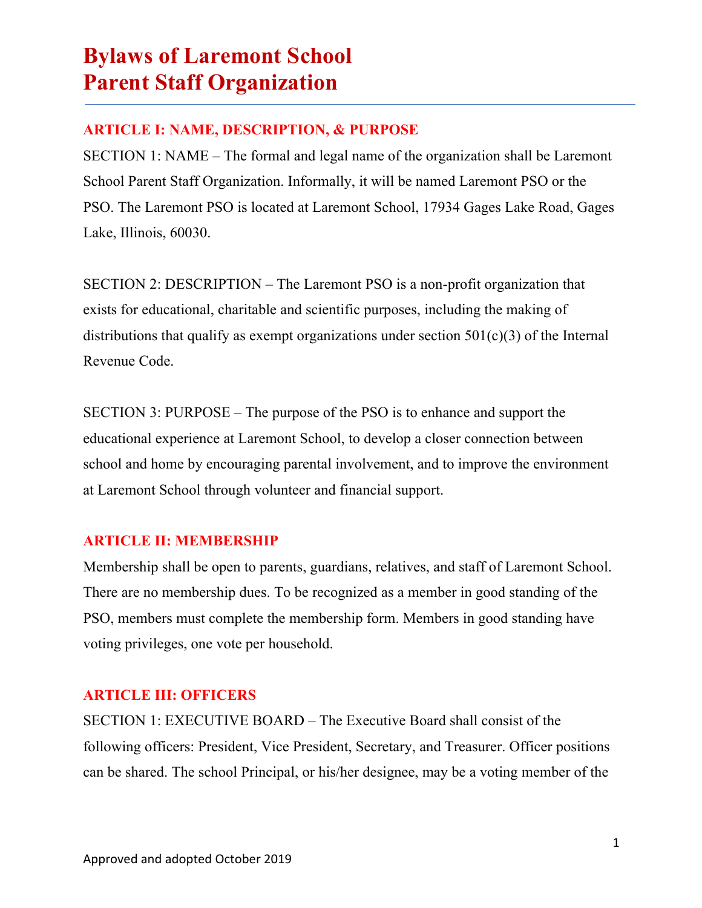# Bylaws of Laremont School Parent Staff Organization

## ARTICLE I: NAME, DESCRIPTION, & PURPOSE

SECTION 1: NAME – The formal and legal name of the organization shall be Laremont School Parent Staff Organization. Informally, it will be named Laremont PSO or the PSO. The Laremont PSO is located at Laremont School, 17934 Gages Lake Road, Gages Lake, Illinois, 60030.

SECTION 2: DESCRIPTION – The Laremont PSO is a non-profit organization that exists for educational, charitable and scientific purposes, including the making of distributions that qualify as exempt organizations under section 501(c)(3) of the Internal Revenue Code.

SECTION 3: PURPOSE – The purpose of the PSO is to enhance and support the educational experience at Laremont School, to develop a closer connection between school and home by encouraging parental involvement, and to improve the environment at Laremont School through volunteer and financial support.

## ARTICLE II: MEMBERSHIP

Membership shall be open to parents, guardians, relatives, and staff of Laremont School. There are no membership dues. To be recognized as a member in good standing of the PSO, members must complete the membership form. Members in good standing have voting privileges, one vote per household.

## ARTICLE III: OFFICERS

SECTION 1: EXECUTIVE BOARD – The Executive Board shall consist of the following officers: President, Vice President, Secretary, and Treasurer. Officer positions can be shared. The school Principal, or his/her designee, may be a voting member of the

Approved and adopted October 2019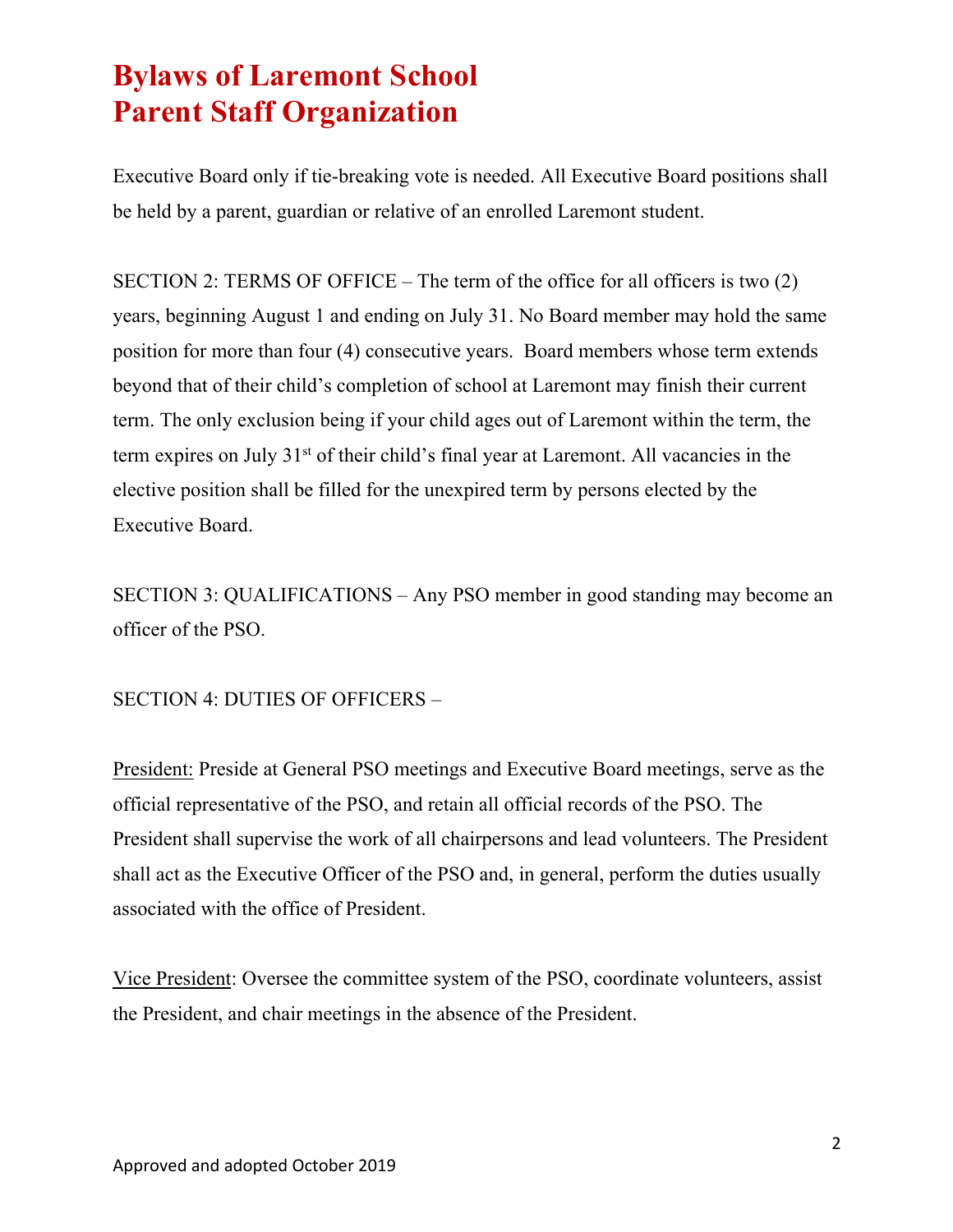Executive Board only if tie-breaking vote is needed. All Executive Board positions shall be held by a parent, guardian or relative of an enrolled Laremont student.

SECTION 2: TERMS OF OFFICE – The term of the office for all officers is two (2) years, beginning August 1 and ending on July 31. No Board member may hold the same position for more than four (4) consecutive years. Board members whose term extends beyond that of their child's completion of school at Laremont may finish their current term. The only exclusion being if your child ages out of Laremont within the term, the term expires on July 31st of their child's final year at Laremont. All vacancies in the elective position shall be filled for the unexpired term by persons elected by the Executive Board.

SECTION 3: QUALIFICATIONS – Any PSO member in good standing may become an officer of the PSO.

SECTION 4: DUTIES OF OFFICERS –

President: Preside at General PSO meetings and Executive Board meetings, serve as the official representative of the PSO, and retain all official records of the PSO. The President shall supervise the work of all chairpersons and lead volunteers. The President shall act as the Executive Officer of the PSO and, in general, perform the duties usually associated with the office of President.

Vice President: Oversee the committee system of the PSO, coordinate volunteers, assist the President, and chair meetings in the absence of the President.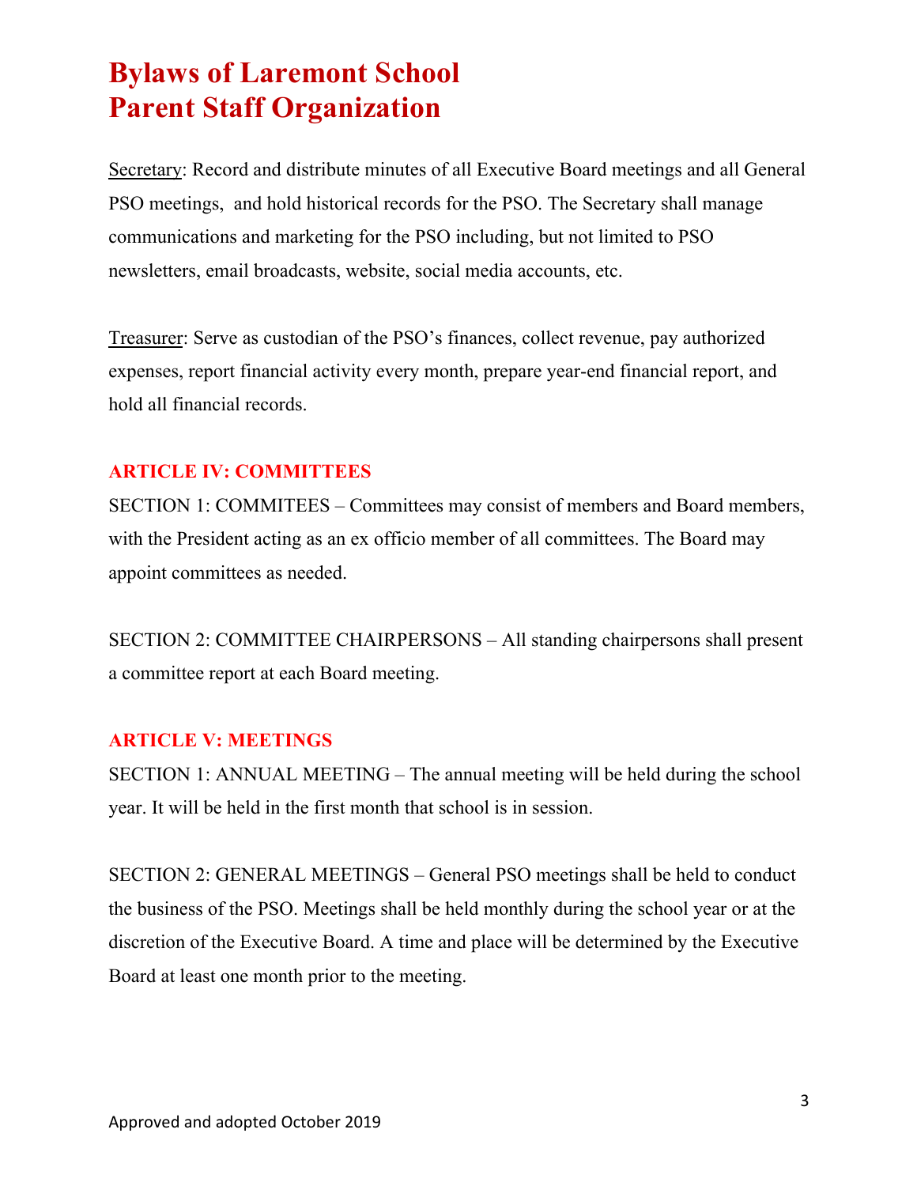# Bylaws of Laremont School Parent Staff Organization

<u>Secretary</u>: Record and distribute minutes of all Executive Board meetings and all General PSO meetings, and hold historical records for the PSO. The Secretary shall manage communications and marketing for the PSO including, but not limited to PSO newsletters, email broadcasts, website, social media accounts, etc.

<u>Treasurer</u>: Serve as custodian of the PSO's finances, collect revenue, pay authorized expenses, report financial activity every month, prepare year-end financial report, and hold all financial records.

## ARTICLE IV: COMMITTEES

SECTION 1: COMMITEES – Committees may consist of members and Board members, with the President acting as an ex officio member of all committees. The Board may appoint committees as needed.

SECTION 2: COMMITTEE CHAIRPERSONS – All standing chairpersons shall present a committee report at each Board meeting.

## ARTICLE V: MEETINGS

SECTION 1: ANNUAL MEETING – The annual meeting will be held during the school year. It will be held in the first month that school is in session.

SECTION 2: GENERAL MEETINGS – General PSO meetings shall be held to conduct the business of the PSO. Meetings shall be held monthly during the school year or at the discretion of the Executive Board. A time and place will be determined by the Executive Board at least one month prior to the meeting.

Approved and adopted October 2019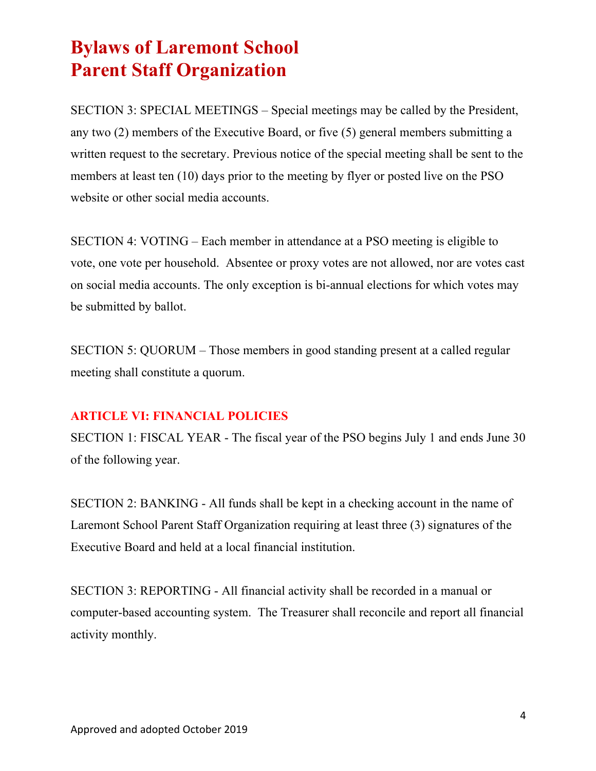# Bylaws of Laremont School Parent Staff Organization

SECTION 3: SPECIAL MEETINGS – Special meetings may be called by the President, any two (2) members of the Executive Board, or five (5) general members submitting a written request to the secretary. Previous notice of the special meeting shall be sent to the members at least ten (10) days prior to the meeting by flyer or posted live on the PSO website or other social media accounts.

SECTION 4: VOTING – Each member in attendance at a PSO meeting is eligible to vote, one vote per household. Absentee or proxy votes are not allowed, nor are votes cast on social media accounts. The only exception is bi-annual elections for which votes may be submitted by ballot.

SECTION 5: QUORUM – Those members in good standing present at a called regular meeting shall constitute a quorum.

## ARTICLE VI: FINANCIAL POLICIES

SECTION 1: FISCAL YEAR - The fiscal year of the PSO begins July 1 and ends June 30 of the following year.

SECTION 2: BANKING - All funds shall be kept in a checking account in the name of Laremont School Parent Staff Organization requiring at least three (3) signatures of the Executive Board and held at a local financial institution.

SECTION 3: REPORTING - All financial activity shall be recorded in a manual or computer-based accounting system. The Treasurer shall reconcile and report all financial activity monthly.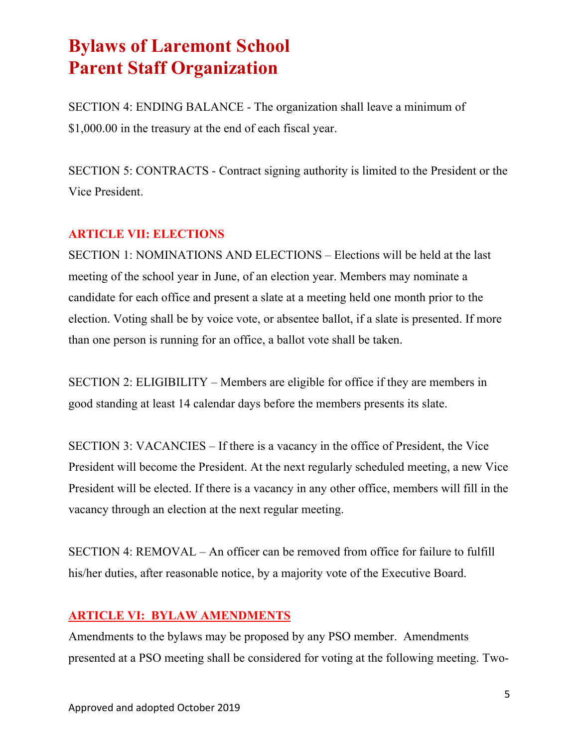# Bylaws of Laremont School Parent Staff Organization

SECTION 4: ENDING BALANCE - The organization shall leave a minimum of $1,000.00 in the treasury at the end of each fiscal year.

SECTION 5: CONTRACTS - Contract signing authority is limited to the President or the Vice President.

## ARTICLE VII: ELECTIONS

SECTION 1: NOMINATIONS AND ELECTIONS – Elections will be held at the last meeting of the school year in June, of an election year. Members may nominate a candidate for each office and present a slate at a meeting held one month prior to the election. Voting shall be by voice vote, or absentee ballot, if a slate is presented. If more than one person is running for an office, a ballot vote shall be taken.

SECTION 2: ELIGIBILITY – Members are eligible for office if they are members in good standing at least 14 calendar days before the members presents its slate.

SECTION 3: VACANCIES – If there is a vacancy in the office of President, the Vice President will become the President. At the next regularly scheduled meeting, a new Vice President will be elected. If there is a vacancy in any other office, members will fill in the vacancy through an election at the next regular meeting.

SECTION 4: REMOVAL – An officer can be removed from office for failure to fulfill his/her duties, after reasonable notice, by a majority vote of the Executive Board.

## ARTICLE VI: BYLAW AMENDMENTS

Amendments to the bylaws may be proposed by any PSO member. Amendments presented at a PSO meeting shall be considered for voting at the following meeting. Two-

Approved and adopted October 2019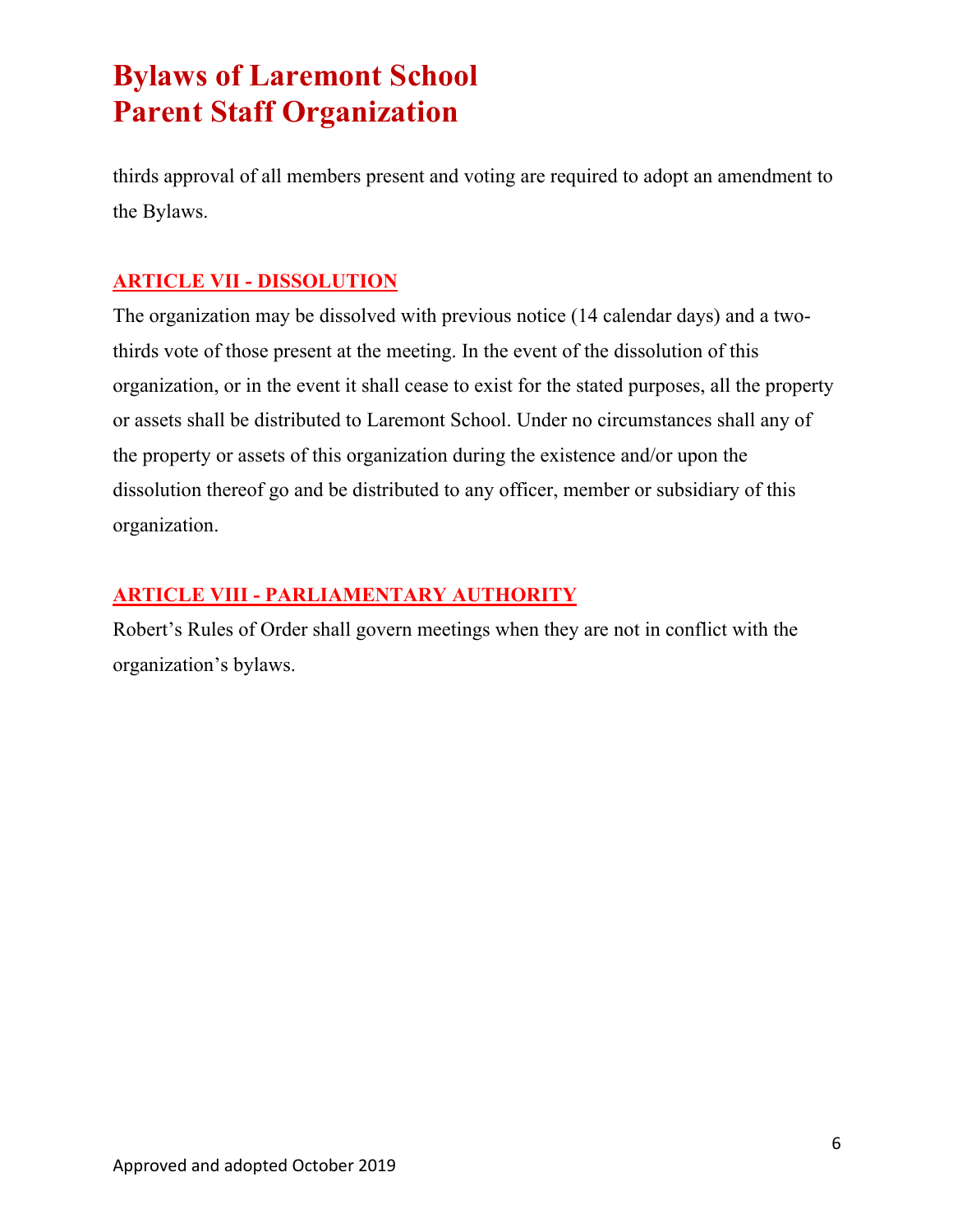thirds approval of all members present and voting are required to adopt an amendment to the Bylaws.

## ARTICLE VII - DISSOLUTION

The organization may be dissolved with previous notice (14 calendar days) and a two-thirds vote of those present at the meeting. In the event of the dissolution of this organization, or in the event it shall cease to exist for the stated purposes, all the property or assets shall be distributed to Laremont School. Under no circumstances shall any of the property or assets of this organization during the existence and/or upon the dissolution thereof go and be distributed to any officer, member or subsidiary of this organization.

## ARTICLE VIII - PARLIAMENTARY AUTHORITY

Robert's Rules of Order shall govern meetings when they are not in conflict with the organization's bylaws.